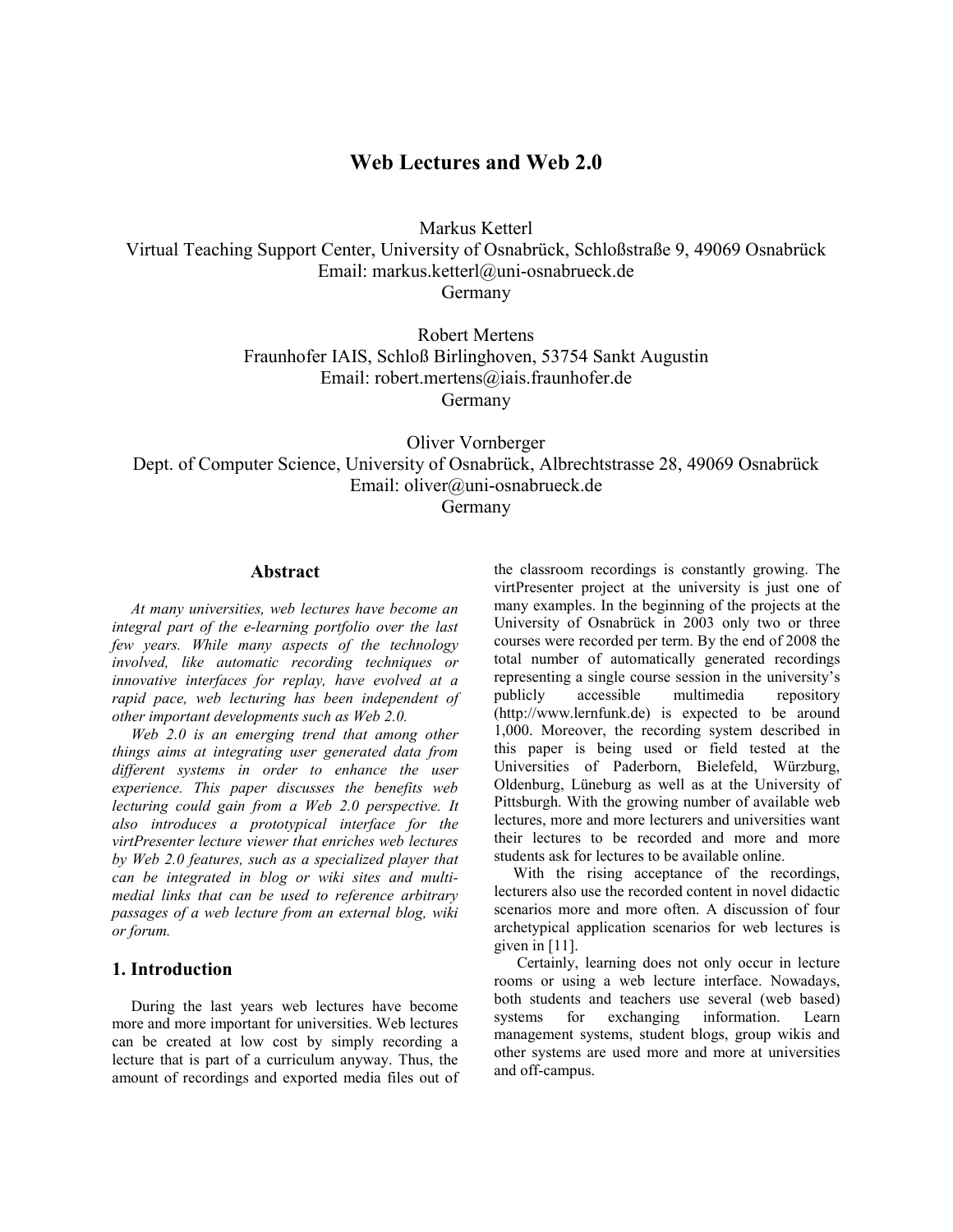# Web Lectures and Web 2.0

Markus Ketterl
Virtual Teaching Support Center, University of Osnabrück, Schloßstraße 9, 49069 Osnabrück
Email: markus.ketterl@uni-osnabrueck.de
Germany

Robert Mertens
Fraunhofer IAIS, Schloß Birlinghoven, 53754 Sankt Augustin
Email: robert.mertens@iais.fraunhofer.de
Germany

Oliver Vornberger
Dept. of Computer Science, University of Osnabrück, Albrechtstrasse 28, 49069 Osnabrück
Email: oliver@uni-osnabrueck.de
Germany

## Abstract

*At many universities, web lectures have become an integral part of the e-learning portfolio over the last few years. While many aspects of the technology involved, like automatic recording techniques or innovative interfaces for replay, have evolved at a rapid pace, web lecturing has been independent of other important developments such as Web 2.0.*

*Web 2.0 is an emerging trend that among other things aims at integrating user generated data from different systems in order to enhance the user experience. This paper discusses the benefits web lecturing could gain from a Web 2.0 perspective. It also introduces a prototypical interface for the virtPresenter lecture viewer that enriches web lectures by Web 2.0 features, such as a specialized player that can be integrated in blog or wiki sites and multi-medial links that can be used to reference arbitrary passages of a web lecture from an external blog, wiki or forum.*

## 1. Introduction

During the last years web lectures have become more and more important for universities. Web lectures can be created at low cost by simply recording a lecture that is part of a curriculum anyway. Thus, the amount of recordings and exported media files out of the classroom recordings is constantly growing. The virtPresenter project at the university is just one of many examples. In the beginning of the projects at the University of Osnabrück in 2003 only two or three courses were recorded per term. By the end of 2008 the total number of automatically generated recordings representing a single course session in the university's publicly accessible multimedia repository (http://www.lernfunk.de) is expected to be around 1,000. Moreover, the recording system described in this paper is being used or field tested at the Universities of Paderborn, Bielefeld, Würzburg, Oldenburg, Lüneburg as well as at the University of Pittsburgh. With the growing number of available web lectures, more and more lecturers and universities want their lectures to be recorded and more and more students ask for lectures to be available online.

With the rising acceptance of the recordings, lecturers also use the recorded content in novel didactic scenarios more and more often. A discussion of four archetypical application scenarios for web lectures is given in [11].

Certainly, learning does not only occur in lecture rooms or using a web lecture interface. Nowadays, both students and teachers use several (web based) systems for exchanging information. Learn management systems, student blogs, group wikis and other systems are used more and more at universities and off-campus.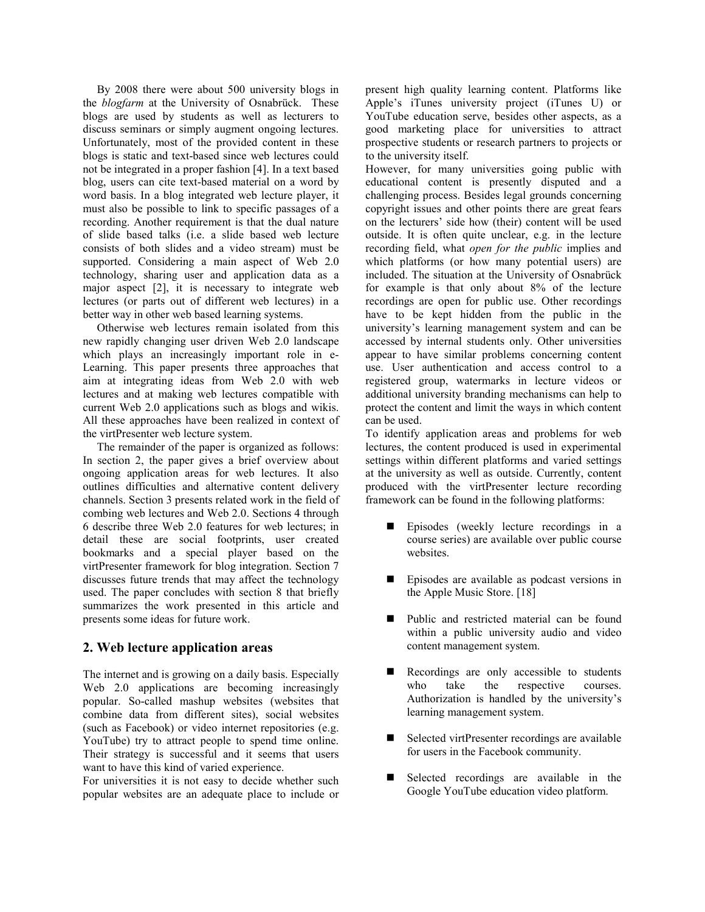By 2008 there were about 500 university blogs in the *blogfarm* at the University of Osnabrück. These blogs are used by students as well as lecturers to discuss seminars or simply augment ongoing lectures. Unfortunately, most of the provided content in these blogs is static and text-based since web lectures could not be integrated in a proper fashion [4]. In a text based blog, users can cite text-based material on a word by word basis. In a blog integrated web lecture player, it must also be possible to link to specific passages of a recording. Another requirement is that the dual nature of slide based talks (i.e. a slide based web lecture consists of both slides and a video stream) must be supported. Considering a main aspect of Web 2.0 technology, sharing user and application data as a major aspect [2], it is necessary to integrate web lectures (or parts out of different web lectures) in a better way in other web based learning systems.

Otherwise web lectures remain isolated from this new rapidly changing user driven Web 2.0 landscape which plays an increasingly important role in e-Learning. This paper presents three approaches that aim at integrating ideas from Web 2.0 with web lectures and at making web lectures compatible with current Web 2.0 applications such as blogs and wikis. All these approaches have been realized in context of the virtPresenter web lecture system.

The remainder of the paper is organized as follows: In section 2, the paper gives a brief overview about ongoing application areas for web lectures. It also outlines difficulties and alternative content delivery channels. Section 3 presents related work in the field of combing web lectures and Web 2.0. Sections 4 through 6 describe three Web 2.0 features for web lectures; in detail these are social footprints, user created bookmarks and a special player based on the virtPresenter framework for blog integration. Section 7 discusses future trends that may affect the technology used. The paper concludes with section 8 that briefly summarizes the work presented in this article and presents some ideas for future work.

## 2. Web lecture application areas

The internet and is growing on a daily basis. Especially Web 2.0 applications are becoming increasingly popular. So-called mashup websites (websites that combine data from different sites), social websites (such as Facebook) or video internet repositories (e.g. YouTube) try to attract people to spend time online. Their strategy is successful and it seems that users want to have this kind of varied experience.

For universities it is not easy to decide whether such popular websites are an adequate place to include or present high quality learning content. Platforms like Apple's iTunes university project (iTunes U) or YouTube education serve, besides other aspects, as a good marketing place for universities to attract prospective students or research partners to projects or to the university itself.

However, for many universities going public with educational content is presently disputed and a challenging process. Besides legal grounds concerning copyright issues and other points there are great fears on the lecturers' side how (their) content will be used outside. It is often quite unclear, e.g. in the lecture recording field, what *open for the public* implies and which platforms (or how many potential users) are included. The situation at the University of Osnabrück for example is that only about 8% of the lecture recordings are open for public use. Other recordings have to be kept hidden from the public in the university's learning management system and can be accessed by internal students only. Other universities appear to have similar problems concerning content use. User authentication and access control to a registered group, watermarks in lecture videos or additional university branding mechanisms can help to protect the content and limit the ways in which content can be used.

To identify application areas and problems for web lectures, the content produced is used in experimental settings within different platforms and varied settings at the university as well as outside. Currently, content produced with the virtPresenter lecture recording framework can be found in the following platforms:

- Episodes (weekly lecture recordings in a course series) are available over public course websites.
- Episodes are available as podcast versions in the Apple Music Store. [18]
- Public and restricted material can be found within a public university audio and video content management system.
- Recordings are only accessible to students who take the respective courses. Authorization is handled by the university's learning management system.
- Selected virtPresenter recordings are available for users in the Facebook community.
- Selected recordings are available in the Google YouTube education video platform.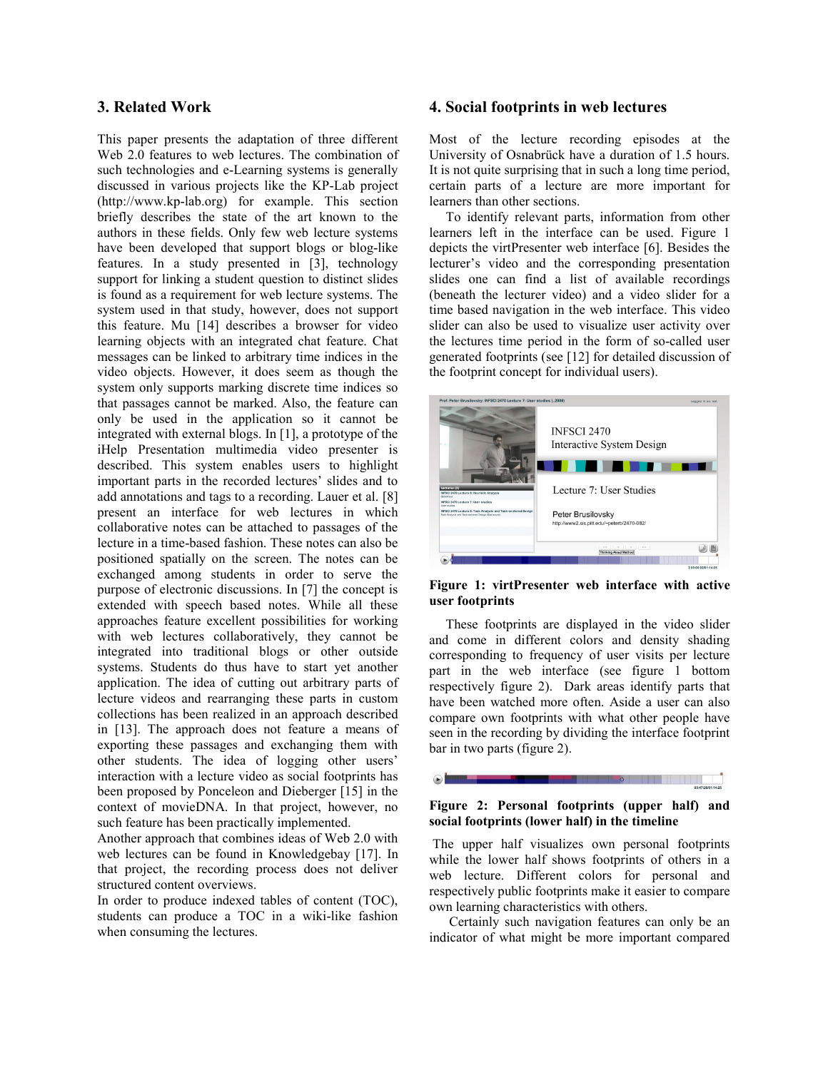## 3. Related Work

This paper presents the adaptation of three different Web 2.0 features to web lectures. The combination of such technologies and e-Learning systems is generally discussed in various projects like the KP-Lab project (http://www.kp-lab.org) for example. This section briefly describes the state of the art known to the authors in these fields. Only few web lecture systems have been developed that support blogs or blog-like features. In a study presented in [3], technology support for linking a student question to distinct slides is found as a requirement for web lecture systems. The system used in that study, however, does not support this feature. Mu [14] describes a browser for video learning objects with an integrated chat feature. Chat messages can be linked to arbitrary time indices in the video objects. However, it does seem as though the system only supports marking discrete time indices so that passages cannot be marked. Also, the feature can only be used in the application so it cannot be integrated with external blogs. In [1], a prototype of the iHelp Presentation multimedia video presenter is described. This system enables users to highlight important parts in the recorded lectures' slides and to add annotations and tags to a recording. Lauer et al. [8] present an interface for web lectures in which collaborative notes can be attached to passages of the lecture in a time-based fashion. These notes can also be positioned spatially on the screen. The notes can be exchanged among students in order to serve the purpose of electronic discussions. In [7] the concept is extended with speech based notes. While all these approaches feature excellent possibilities for working with web lectures collaboratively, they cannot be integrated into traditional blogs or other outside systems. Students do thus have to start yet another application. The idea of cutting out arbitrary parts of lecture videos and rearranging these parts in custom collections has been realized in an approach described in [13]. The approach does not feature a means of exporting these passages and exchanging them with other students. The idea of logging other users' interaction with a lecture video as social footprints has been proposed by Ponceleon and Dieberger [15] in the context of movieDNA. In that project, however, no such feature has been practically implemented.

Another approach that combines ideas of Web 2.0 with web lectures can be found in Knowledgebay [17]. In that project, the recording process does not deliver structured content overviews.

In order to produce indexed tables of content (TOC), students can produce a TOC in a wiki-like fashion when consuming the lectures.

## 4. Social footprints in web lectures

Most of the lecture recording episodes at the University of Osnabrück have a duration of 1.5 hours. It is not quite surprising that in such a long time period, certain parts of a lecture are more important for learners than other sections.

To identify relevant parts, information from other learners left in the interface can be used. Figure 1 depicts the virtPresenter web interface [6]. Besides the lecturer's video and the corresponding presentation slides one can find a list of available recordings (beneath the lecturer video) and a video slider for a time based navigation in the web interface. This video slider can also be used to visualize user activity over the lectures time period in the form of so-called user generated footprints (see [12] for detailed discussion of the footprint concept for individual users).

**Figure 1: virtPresenter web interface with active user footprints**

These footprints are displayed in the video slider and come in different colors and density shading corresponding to frequency of user visits per lecture part in the web interface (see figure 1 bottom respectively figure 2). Dark areas identify parts that have been watched more often. Aside a user can also compare own footprints with what other people have seen in the recording by dividing the interface footprint bar in two parts (figure 2).

**Figure 2: Personal footprints (upper half) and social footprints (lower half) in the timeline**

The upper half visualizes own personal footprints while the lower half shows footprints of others in a web lecture. Different colors for personal and respectively public footprints make it easier to compare own learning characteristics with others.

Certainly such navigation features can only be an indicator of what might be more important compared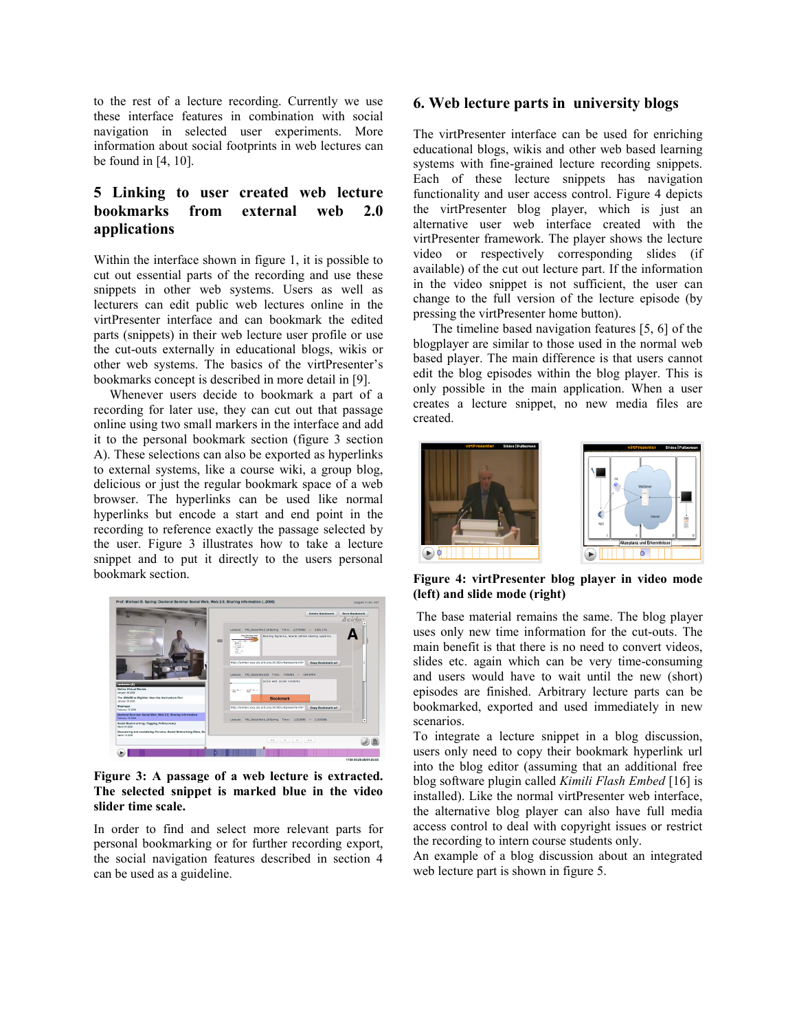to the rest of a lecture recording. Currently we use these interface features in combination with social navigation in selected user experiments. More information about social footprints in web lectures can be found in [4, 10].

## 5 Linking to user created web lecture bookmarks from external web 2.0 applications

Within the interface shown in figure 1, it is possible to cut out essential parts of the recording and use these snippets in other web systems. Users as well as lecturers can edit public web lectures online in the virtPresenter interface and can bookmark the edited parts (snippets) in their web lecture user profile or use the cut-outs externally in educational blogs, wikis or other web systems. The basics of the virtPresenter's bookmarks concept is described in more detail in [9].

Whenever users decide to bookmark a part of a recording for later use, they can cut out that passage online using two small markers in the interface and add it to the personal bookmark section (figure 3 section A). These selections can also be exported as hyperlinks to external systems, like a course wiki, a group blog, delicious or just the regular bookmark space of a web browser. The hyperlinks can be used like normal hyperlinks but encode a start and end point in the recording to reference exactly the passage selected by the user. Figure 3 illustrates how to take a lecture snippet and to put it directly to the users personal bookmark section.

**Figure 3: A passage of a web lecture is extracted. The selected snippet is marked blue in the video slider time scale.**

In order to find and select more relevant parts for personal bookmarking or for further recording export, the social navigation features described in section 4 can be used as a guideline.

## 6. Web lecture parts in university blogs

The virtPresenter interface can be used for enriching educational blogs, wikis and other web based learning systems with fine-grained lecture recording snippets. Each of these lecture snippets has navigation functionality and user access control. Figure 4 depicts the virtPresenter blog player, which is just an alternative user web interface created with the virtPresenter framework. The player shows the lecture video or respectively corresponding slides (if available) of the cut out lecture part. If the information in the video snippet is not sufficient, the user can change to the full version of the lecture episode (by pressing the virtPresenter home button).

The timeline based navigation features [5, 6] of the blogplayer are similar to those used in the normal web based player. The main difference is that users cannot edit the blog episodes within the blog player. This is only possible in the main application. When a user creates a lecture snippet, no new media files are created.

**Figure 4: virtPresenter blog player in video mode (left) and slide mode (right)**

The base material remains the same. The blog player uses only new time information for the cut-outs. The main benefit is that there is no need to convert videos, slides etc. again which can be very time-consuming and users would have to wait until the new (short) episodes are finished. Arbitrary lecture parts can be bookmarked, exported and used immediately in new scenarios.

To integrate a lecture snippet in a blog discussion, users only need to copy their bookmark hyperlink url into the blog editor (assuming that an additional free blog software plugin called *Kimili Flash Embed* [16] is installed). Like the normal virtPresenter web interface, the alternative blog player can also have full media access control to deal with copyright issues or restrict the recording to intern course students only.

An example of a blog discussion about an integrated web lecture part is shown in figure 5.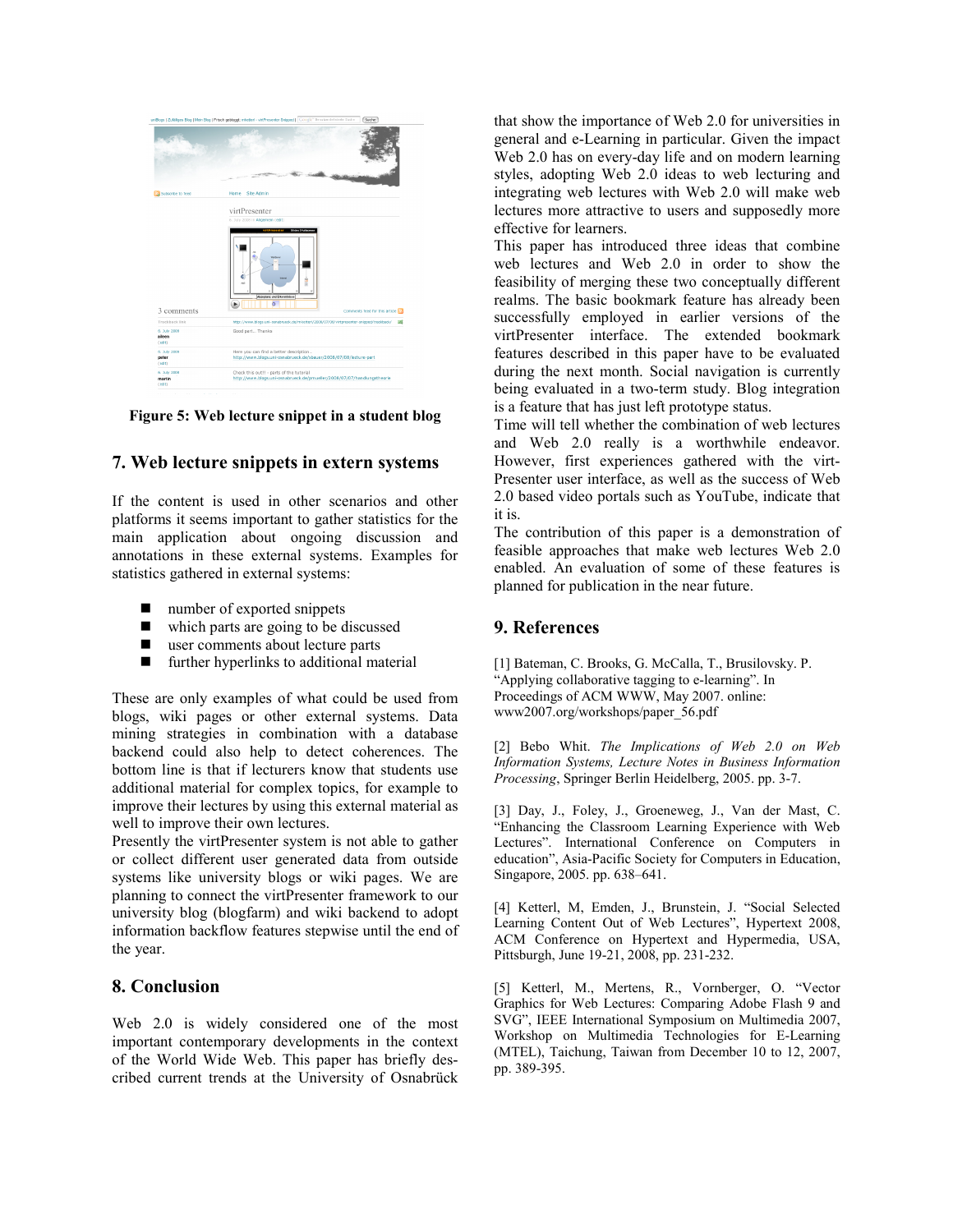Figure 5: Web lecture snippet in a student blog

## 7. Web lecture snippets in extern systems

If the content is used in other scenarios and other platforms it seems important to gather statistics for the main application about ongoing discussion and annotations in these external systems. Examples for statistics gathered in external systems:

- number of exported snippets
- which parts are going to be discussed
- user comments about lecture parts
- further hyperlinks to additional material

These are only examples of what could be used from blogs, wiki pages or other external systems. Data mining strategies in combination with a database backend could also help to detect coherences. The bottom line is that if lecturers know that students use additional material for complex topics, for example to improve their lectures by using this external material as well to improve their own lectures.

Presently the virtPresenter system is not able to gather or collect different user generated data from outside systems like university blogs or wiki pages. We are planning to connect the virtPresenter framework to our university blog (blogfarm) and wiki backend to adopt information backflow features stepwise until the end of the year.

## 8. Conclusion

Web 2.0 is widely considered one of the most important contemporary developments in the context of the World Wide Web. This paper has briefly described current trends at the University of Osnabrück that show the importance of Web 2.0 for universities in general and e-Learning in particular. Given the impact Web 2.0 has on every-day life and on modern learning styles, adopting Web 2.0 ideas to web lecturing and integrating web lectures with Web 2.0 will make web lectures more attractive to users and supposedly more effective for learners.

This paper has introduced three ideas that combine web lectures and Web 2.0 in order to show the feasibility of merging these two conceptually different realms. The basic bookmark feature has already been successfully employed in earlier versions of the virtPresenter interface. The extended bookmark features described in this paper have to be evaluated during the next month. Social navigation is currently being evaluated in a two-term study. Blog integration is a feature that has just left prototype status.

Time will tell whether the combination of web lectures and Web 2.0 really is a worthwhile endeavor. However, first experiences gathered with the virt-Presenter user interface, as well as the success of Web 2.0 based video portals such as YouTube, indicate that it is.

The contribution of this paper is a demonstration of feasible approaches that make web lectures Web 2.0 enabled. An evaluation of some of these features is planned for publication in the near future.

## 9. References

[1] Bateman, C. Brooks, G. McCalla, T., Brusilovsky. P. "Applying collaborative tagging to e-learning". In Proceedings of ACM WWW, May 2007. online: www2007.org/workshops/paper_56.pdf

[2] Bebo Whit. *The Implications of Web 2.0 on Web Information Systems, Lecture Notes in Business Information Processing*, Springer Berlin Heidelberg, 2005. pp. 3-7.

[3] Day, J., Foley, J., Groeneweg, J., Van der Mast, C. "Enhancing the Classroom Learning Experience with Web Lectures". International Conference on Computers in education", Asia-Pacific Society for Computers in Education, Singapore, 2005. pp. 638–641.

[4] Ketterl, M, Emden, J., Brunstein, J. "Social Selected Learning Content Out of Web Lectures", Hypertext 2008, ACM Conference on Hypertext and Hypermedia, USA, Pittsburgh, June 19-21, 2008, pp. 231-232.

[5] Ketterl, M., Mertens, R., Vornberger, O. "Vector Graphics for Web Lectures: Comparing Adobe Flash 9 and SVG", IEEE International Symposium on Multimedia 2007, Workshop on Multimedia Technologies for E-Learning (MTEL), Taichung, Taiwan from December 10 to 12, 2007, pp. 389-395.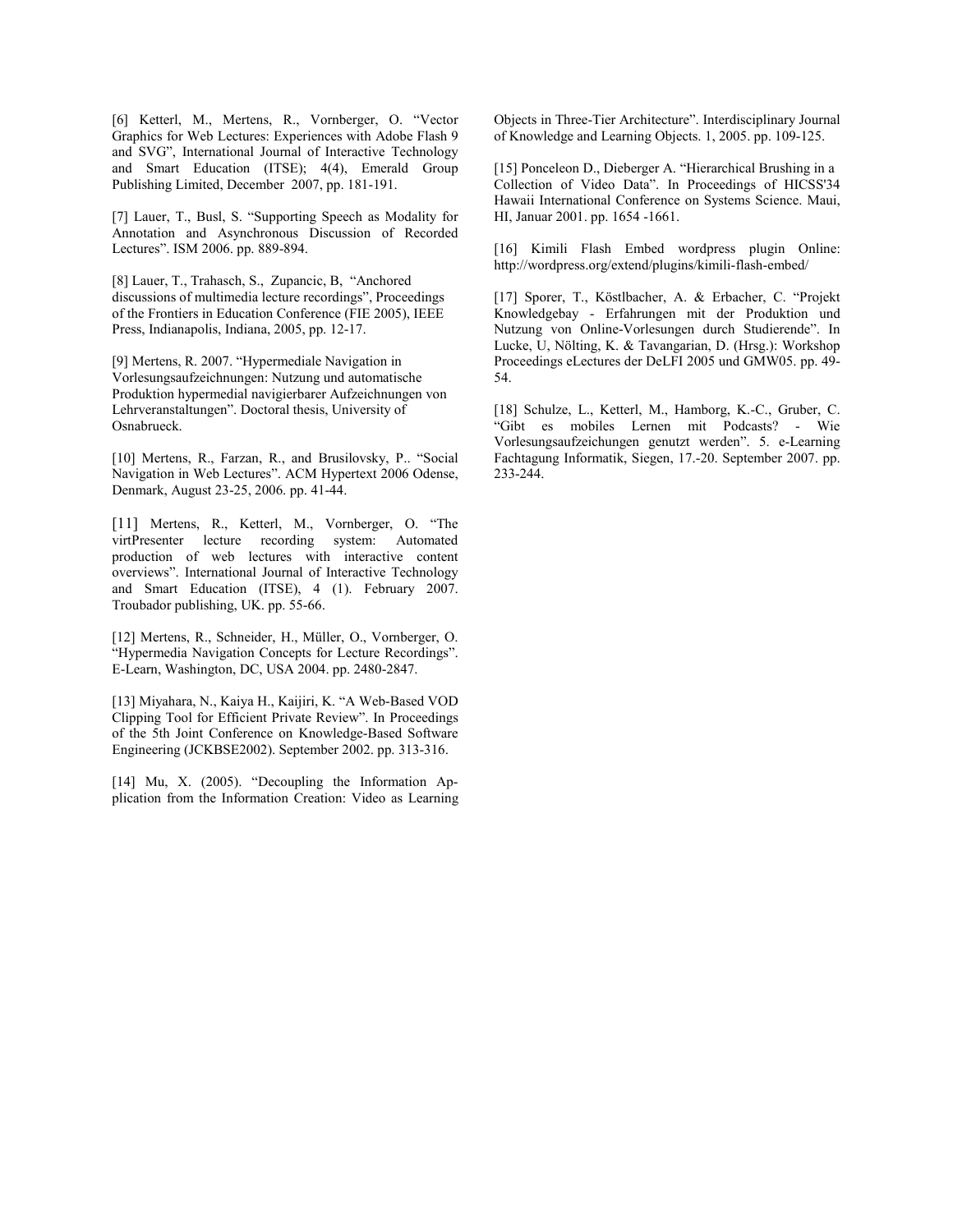[6] Ketterl, M., Mertens, R., Vornberger, O. “Vector Graphics for Web Lectures: Experiences with Adobe Flash 9 and SVG”, International Journal of Interactive Technology and Smart Education (ITSE); 4(4), Emerald Group Publishing Limited, December 2007, pp. 181-191.

[7] Lauer, T., Busl, S. “Supporting Speech as Modality for Annotation and Asynchronous Discussion of Recorded Lectures”. ISM 2006. pp. 889-894.

[8] Lauer, T., Trahasch, S., Zupancic, B, “Anchored discussions of multimedia lecture recordings”, Proceedings of the Frontiers in Education Conference (FIE 2005), IEEE Press, Indianapolis, Indiana, 2005, pp. 12-17.

[9] Mertens, R. 2007. “Hypermediale Navigation in Vorlesungsaufzeichnungen: Nutzung und automatische Produktion hypermedial navigierbarer Aufzeichnungen von Lehrveranstaltungen”. Doctoral thesis, University of Osnabrueck.

[10] Mertens, R., Farzan, R., and Brusilovsky, P.. “Social Navigation in Web Lectures”. ACM Hypertext 2006 Odense, Denmark, August 23-25, 2006. pp. 41-44.

[11] Mertens, R., Ketterl, M., Vornberger, O. “The virtPresenter lecture recording system: Automated production of web lectures with interactive content overviews”. International Journal of Interactive Technology and Smart Education (ITSE), 4 (1). February 2007. Troubador publishing, UK. pp. 55-66.

[12] Mertens, R., Schneider, H., Müller, O., Vornberger, O. “Hypermedia Navigation Concepts for Lecture Recordings”. E-Learn, Washington, DC, USA 2004. pp. 2480-2847.

[13] Miyahara, N., Kaiya H., Kaijiri, K. “A Web-Based VOD Clipping Tool for Efficient Private Review”. In Proceedings of the 5th Joint Conference on Knowledge-Based Software Engineering (JCKBSE2002). September 2002. pp. 313-316.

[14] Mu, X. (2005). “Decoupling the Information Application from the Information Creation: Video as Learning Objects in Three-Tier Architecture”. Interdisciplinary Journal of Knowledge and Learning Objects. 1, 2005. pp. 109-125.

[15] Ponceleon D., Dieberger A. “Hierarchical Brushing in a Collection of Video Data”. In Proceedings of HICSS'34 Hawaii International Conference on Systems Science. Maui, HI, Januar 2001. pp. 1654 -1661.

[16] Kimili Flash Embed wordpress plugin Online: http://wordpress.org/extend/plugins/kimili-flash-embed/

[17] Sporer, T., Köstlbacher, A. & Erbacher, C. “Projekt Knowledgebay - Erfahrungen mit der Produktion und Nutzung von Online-Vorlesungen durch Studierende”. In Lucke, U, Nölting, K. & Tavangarian, D. (Hrsg.): Workshop Proceedings eLectures der DeLFI 2005 und GMW05. pp. 49-54.

[18] Schulze, L., Ketterl, M., Hamborg, K.-C., Gruber, C. “Gibt es mobiles Lernen mit Podcasts? - Wie Vorlesungsaufzeichungen genutzt werden”. 5. e-Learning Fachtagung Informatik, Siegen, 17.-20. September 2007. pp. 233-244.